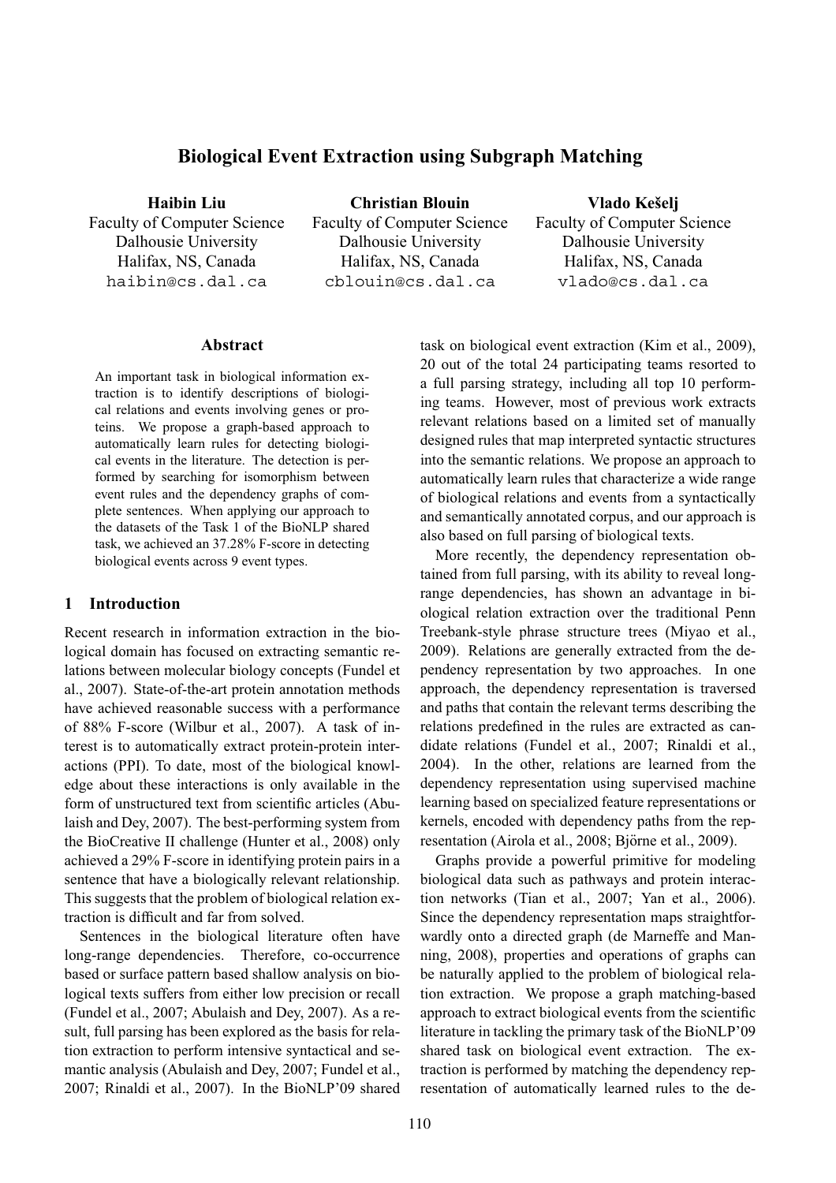# Biological Event Extraction using Subgraph Matching

**Haibin Liu**
Faculty of Computer Science
Dalhousie University
Halifax, NS, Canada
haibin@cs.dal.ca

**Christian Blouin**
Faculty of Computer Science
Dalhousie University
Halifax, NS, Canada
cblouin@cs.dal.ca

**Vlado Kešelj**
Faculty of Computer Science
Dalhousie University
Halifax, NS, Canada
vlado@cs.dal.ca

## Abstract

An important task in biological information extraction is to identify descriptions of biological relations and events involving genes or proteins. We propose a graph-based approach to automatically learn rules for detecting biological events in the literature. The detection is performed by searching for isomorphism between event rules and the dependency graphs of complete sentences. When applying our approach to the datasets of the Task 1 of the BioNLP shared task, we achieved an 37.28% F-score in detecting biological events across 9 event types.

## 1 Introduction

Recent research in information extraction in the biological domain has focused on extracting semantic relations between molecular biology concepts (Fundel et al., 2007). State-of-the-art protein annotation methods have achieved reasonable success with a performance of 88% F-score (Wilbur et al., 2007). A task of interest is to automatically extract protein-protein interactions (PPI). To date, most of the biological knowledge about these interactions is only available in the form of unstructured text from scientific articles (Abulaish and Dey, 2007). The best-performing system from the BioCreative II challenge (Hunter et al., 2008) only achieved a 29% F-score in identifying protein pairs in a sentence that have a biologically relevant relationship. This suggests that the problem of biological relation extraction is difficult and far from solved.

Sentences in the biological literature often have long-range dependencies. Therefore, co-occurrence based or surface pattern based shallow analysis on biological texts suffers from either low precision or recall (Fundel et al., 2007; Abulaish and Dey, 2007). As a result, full parsing has been explored as the basis for relation extraction to perform intensive syntactical and semantic analysis (Abulaish and Dey, 2007; Fundel et al., 2007; Rinaldi et al., 2007). In the BioNLP'09 shared task on biological event extraction (Kim et al., 2009), 20 out of the total 24 participating teams resorted to a full parsing strategy, including all top 10 performing teams. However, most of previous work extracts relevant relations based on a limited set of manually designed rules that map interpreted syntactic structures into the semantic relations. We propose an approach to automatically learn rules that characterize a wide range of biological relations and events from a syntactically and semantically annotated corpus, and our approach is also based on full parsing of biological texts.

More recently, the dependency representation obtained from full parsing, with its ability to reveal long-range dependencies, has shown an advantage in biological relation extraction over the traditional Penn Treebank-style phrase structure trees (Miyao et al., 2009). Relations are generally extracted from the dependency representation by two approaches. In one approach, the dependency representation is traversed and paths that contain the relevant terms describing the relations predefined in the rules are extracted as candidate relations (Fundel et al., 2007; Rinaldi et al., 2004). In the other, relations are learned from the dependency representation using supervised machine learning based on specialized feature representations or kernels, encoded with dependency paths from the representation (Airola et al., 2008; Björne et al., 2009).

Graphs provide a powerful primitive for modeling biological data such as pathways and protein interaction networks (Tian et al., 2007; Yan et al., 2006). Since the dependency representation maps straightforwardly onto a directed graph (de Marneffe and Manning, 2008), properties and operations of graphs can be naturally applied to the problem of biological relation extraction. We propose a graph matching-based approach to extract biological events from the scientific literature in tackling the primary task of the BioNLP'09 shared task on biological event extraction. The extraction is performed by matching the dependency representation of automatically learned rules to the de-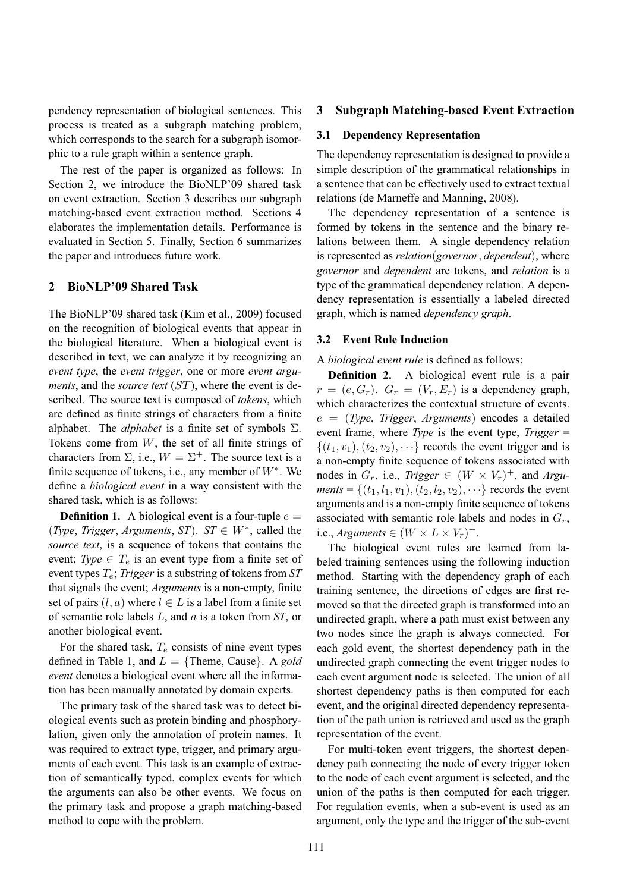pendency representation of biological sentences. This process is treated as a subgraph matching problem, which corresponds to the search for a subgraph isomorphic to a rule graph within a sentence graph.

The rest of the paper is organized as follows: In Section 2, we introduce the BioNLP'09 shared task on event extraction. Section 3 describes our subgraph matching-based event extraction method. Sections 4 elaborates the implementation details. Performance is evaluated in Section 5. Finally, Section 6 summarizes the paper and introduces future work.

## 2 BioNLP'09 Shared Task

The BioNLP'09 shared task (Kim et al., 2009) focused on the recognition of biological events that appear in the biological literature. When a biological event is described in text, we can analyze it by recognizing an *event type*, the *event trigger*, one or more *event arguments*, and the *source text* ($ST$), where the event is described. The source text is composed of *tokens*, which are defined as finite strings of characters from a finite alphabet. The *alphabet* is a finite set of symbols $\Sigma$. Tokens come from $W$, the set of all finite strings of characters from $\Sigma$, i.e., $W = \Sigma^+$. The source text is a finite sequence of tokens, i.e., any member of $W^*$. We define a *biological event* in a way consistent with the shared task, which is as follows:

**Definition 1.** A biological event is a four-tuple $e =$ (*Type*, *Trigger*, *Arguments*, *ST*). *ST* $\in W^*$, called the *source text*, is a sequence of tokens that contains the event; *Type* $\in T_e$ is an event type from a finite set of event types $T_e$; *Trigger* is a substring of tokens from *ST* that signals the event; *Arguments* is a non-empty, finite set of pairs $(l, a)$ where $l \in L$ is a label from a finite set of semantic role labels $L$, and $a$ is a token from *ST*, or another biological event.

For the shared task, $T_e$ consists of nine event types defined in Table 1, and $L = \{\text{Theme, Cause}\}$. A *gold event* denotes a biological event where all the information has been manually annotated by domain experts.

The primary task of the shared task was to detect biological events such as protein binding and phosphorylation, given only the annotation of protein names. It was required to extract type, trigger, and primary arguments of each event. This task is an example of extraction of semantically typed, complex events for which the arguments can also be other events. We focus on the primary task and propose a graph matching-based method to cope with the problem.

## 3 Subgraph Matching-based Event Extraction

### 3.1 Dependency Representation

The dependency representation is designed to provide a simple description of the grammatical relationships in a sentence that can be effectively used to extract textual relations (de Marneffe and Manning, 2008).

The dependency representation of a sentence is formed by tokens in the sentence and the binary relations between them. A single dependency relation is represented as *relation*(*governor*, *dependent*), where *governor* and *dependent* are tokens, and *relation* is a type of the grammatical dependency relation. A dependency representation is essentially a labeled directed graph, which is named *dependency graph*.

### 3.2 Event Rule Induction

A *biological event rule* is defined as follows:

**Definition 2.** A biological event rule is a pair $r = (e, G_r)$. $G_r = (V_r, E_r)$ is a dependency graph, which characterizes the contextual structure of events. $e =$ (*Type*, *Trigger*, *Arguments*) encodes a detailed event frame, where *Type* is the event type, *Trigger* = $\{(t_1, v_1), (t_2, v_2), \cdots\}$ records the event trigger and is a non-empty finite sequence of tokens associated with nodes in $G_r$, i.e., *Trigger* $\in (W \times V_r)^+$, and *Arguments* = $\{(t_1, l_1, v_1), (t_2, l_2, v_2), \cdots\}$ records the event arguments and is a non-empty finite sequence of tokens associated with semantic role labels and nodes in $G_r$, i.e., *Arguments* $\in (W \times L \times V_r)^+$.

The biological event rules are learned from labeled training sentences using the following induction method. Starting with the dependency graph of each training sentence, the directions of edges are first removed so that the directed graph is transformed into an undirected graph, where a path must exist between any two nodes since the graph is always connected. For each gold event, the shortest dependency path in the undirected graph connecting the event trigger nodes to each event argument node is selected. The union of all shortest dependency paths is then computed for each event, and the original directed dependency representation of the path union is retrieved and used as the graph representation of the event.

For multi-token event triggers, the shortest dependency path connecting the node of every trigger token to the node of each event argument is selected, and the union of the paths is then computed for each trigger. For regulation events, when a sub-event is used as an argument, only the type and the trigger of the sub-event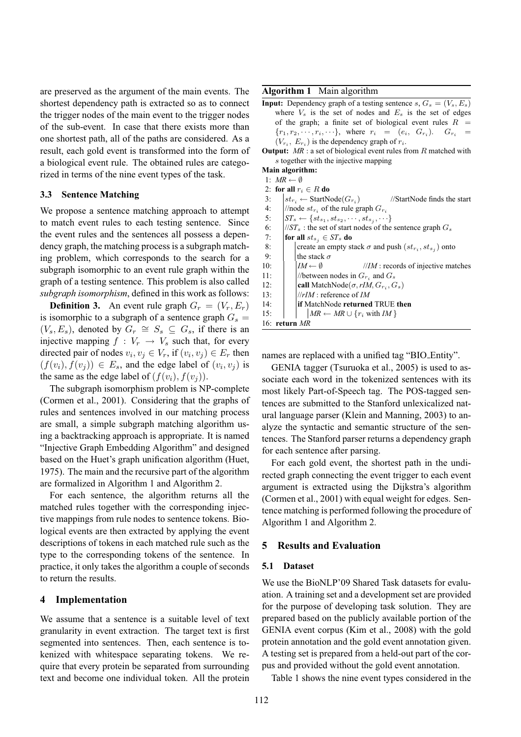are preserved as the argument of the main events. The shortest dependency path is extracted so as to connect the trigger nodes of the main event to the trigger nodes of the sub-event. In case that there exists more than one shortest path, all of the paths are considered. As a result, each gold event is transformed into the form of a biological event rule. The obtained rules are categorized in terms of the nine event types of the task.

### 3.3 Sentence Matching

We propose a sentence matching approach to attempt to match event rules to each testing sentence. Since the event rules and the sentences all possess a dependency graph, the matching process is a subgraph matching problem, which corresponds to the search for a subgraph isomorphic to an event rule graph within the graph of a testing sentence. This problem is also called *subgraph isomorphism*, defined in this work as follows:

**Definition 3.** An event rule graph $G_r = (V_r, E_r)$ is isomorphic to a subgraph of a sentence graph $G_s = (V_s, E_s)$, denoted by $G_r \cong S_s \subseteq G_s$, if there is an injective mapping $f : V_r \rightarrow V_s$ such that, for every directed pair of nodes $v_i, v_j \in V_r$, if $(v_i, v_j) \in E_r$ then $(f(v_i), f(v_j)) \in E_s$, and the edge label of $(v_i, v_j)$ is the same as the edge label of $(f(v_i), f(v_j))$.

The subgraph isomorphism problem is NP-complete (Cormen et al., 2001). Considering that the graphs of rules and sentences involved in our matching process are small, a simple subgraph matching algorithm using a backtracking approach is appropriate. It is named "Injective Graph Embedding Algorithm" and designed based on the Huet's graph unification algorithm (Huet, 1975). The main and the recursive part of the algorithm are formalized in Algorithm 1 and Algorithm 2.

For each sentence, the algorithm returns all the matched rules together with the corresponding injective mappings from rule nodes to sentence tokens. Biological events are then extracted by applying the event descriptions of tokens in each matched rule such as the type to the corresponding tokens of the sentence. In practice, it only takes the algorithm a couple of seconds to return the results.

**Algorithm 1** Main algorithm

**Input:** Dependency graph of a testing sentence $s$, $G_s = (V_s, E_s)$ where $V_s$ is the set of nodes and $E_s$ is the set of edges of the graph; a finite set of biological event rules $R = \{r_1, r_2, \cdots, r_i, \cdots\}$, where $r_i = (e_i, G_{r_i})$. $G_{r_i} = (V_{r_i}, E_{r_i})$ is the dependency graph of $r_i$.

**Output:** $MR$ : a set of biological event rules from $R$ matched with $s$ together with the injective mapping

**Main algorithm:**

```
1:  MR ← ∅
2:  for all r_i ∈ R do
3:      st_{r_i} ← StartNode(G_{r_i})        //StartNode finds the start
4:      //node st_{r_i} of the rule graph G_{r_i}
5:      ST_s ← {st_{s_1}, st_{s_2}, ..., st_{s_j}, ...}
6:      //ST_s : the set of start nodes of the sentence graph G_s
7:      for all st_{s_j} ∈ ST_s do
8:          create an empty stack σ and push (st_{r_i}, st_{s_j}) onto
9:          the stack σ
10:         IM ← ∅                  //IM : records of injective matches
11:         //between nodes in G_{r_i} and G_s
12:         call MatchNode(σ, rIM, G_{r_i}, G_s)
13:         //rIM : reference of IM
14:         if MatchNode returned TRUE then
15:             MR ← MR ∪ {r_i with IM}
16: return MR
```

## 4 Implementation

We assume that a sentence is a suitable level of text granularity in event extraction. The target text is first segmented into sentences. Then, each sentence is tokenized with whitespace separating tokens. We require that every protein be separated from surrounding text and become one individual token. All the protein names are replaced with a unified tag "BIO_Entity".

GENIA tagger (Tsuruoka et al., 2005) is used to associate each word in the tokenized sentences with its most likely Part-of-Speech tag. The POS-tagged sentences are submitted to the Stanford unlexicalized natural language parser (Klein and Manning, 2003) to analyze the syntactic and semantic structure of the sentences. The Stanford parser returns a dependency graph for each sentence after parsing.

For each gold event, the shortest path in the undirected graph connecting the event trigger to each event argument is extracted using the Dijkstra's algorithm (Cormen et al., 2001) with equal weight for edges. Sentence matching is performed following the procedure of Algorithm 1 and Algorithm 2.

## 5 Results and Evaluation

### 5.1 Dataset

We use the BioNLP'09 Shared Task datasets for evaluation. A training set and a development set are provided for the purpose of developing task solution. They are prepared based on the publicly available portion of the GENIA event corpus (Kim et al., 2008) with the gold protein annotation and the gold event annotation given. A testing set is prepared from a held-out part of the corpus and provided without the gold event annotation.

Table 1 shows the nine event types considered in the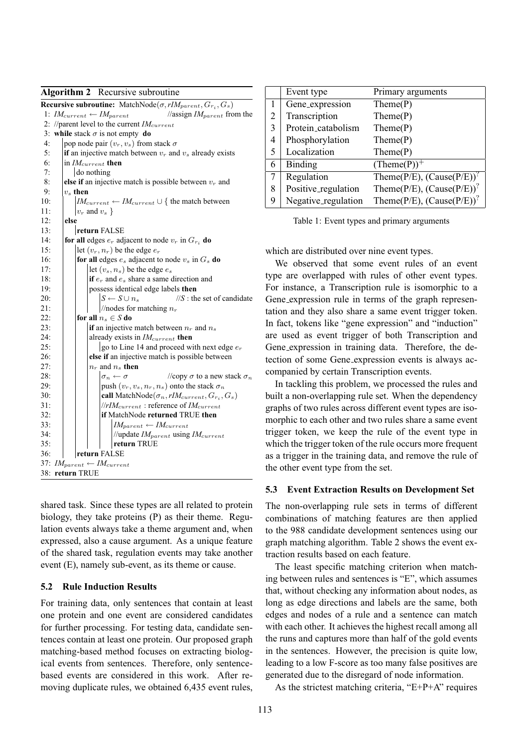**Algorithm 2** Recursive subroutine

```
Recursive subroutine: MatchNode(σ, rIM_parent, G_ri, G_s)
1: IM_current ← IM_parent                    //assign IM_parent from the
2: //parent level to the current IM_current
3: while stack σ is not empty do
4:   pop node pair (v_r, v_s) from stack σ
5:   if an injective match between v_r and v_s already exists
6:   in IM_current then
7:     do nothing
8:   else if an injective match is possible between v_r and
9:   v_s then
10:    IM_current ← IM_current ∪ { the match between
11:    v_r and v_s }
12:  else
13:    return FALSE
14:  for all edges e_r adjacent to node v_r in G_ri do
15:    let (v_r, n_r) be the edge e_r
16:    for all edges e_s adjacent to node v_s in G_s do
17:      let (v_s, n_s) be the edge e_s
18:      if e_r and e_s share a same direction and
19:      possess identical edge labels then
20:        S ← S ∪ n_s                   //S : the set of candidate
21:        //nodes for matching n_r
22:    for all n_s ∈ S do
23:      if an injective match between n_r and n_s
24:      already exists in IM_current then
25:        go to Line 14 and proceed with next edge e_r
26:      else if an injective match is possible between
27:      n_r and n_s then
28:        σ_n ← σ                       //copy σ to a new stack σ_n
29:        push (v_r, v_s, n_r, n_s) onto the stack σ_n
30:        call MatchNode(σ_n, rIM_current, G_ri, G_s)
31:        //rIM_current : reference of IM_current
32:        if MatchNode returned TRUE then
33:          IM_parent ← IM_current
34:          //update IM_parent using IM_current
35:          return TRUE
36:    return FALSE
37: IM_parent ← IM_current
38: return TRUE
```

shared task. Since these types are all related to protein biology, they take proteins (P) as their theme. Regulation events always take a theme argument and, when expressed, also a cause argument. As a unique feature of the shared task, regulation events may take another event (E), namely sub-event, as its theme or cause.

### 5.2 Rule Induction Results

For training data, only sentences that contain at least one protein and one event are considered candidates for further processing. For testing data, candidate sentences contain at least one protein. Our proposed graph matching-based method focuses on extracting biological events from sentences. Therefore, only sentence-based events are considered in this work. After removing duplicate rules, we obtained 6,435 event rules, which are distributed over nine event types.

| | Event type | Primary arguments |
|---|---|---|
| 1 | Gene_expression | Theme(P) |
| 2 | Transcription | Theme(P) |
| 3 | Protein_catabolism | Theme(P) |
| 4 | Phosphorylation | Theme(P) |
| 5 | Localization | Theme(P) |
| 6 | Binding | $(\text{Theme}(P))^{+}$ |
| 7 | Regulation | Theme(P/E), $(\text{Cause}(P/E))^{?}$ |
| 8 | Positive_regulation | Theme(P/E), $(\text{Cause}(P/E))^{?}$ |
| 9 | Negative_regulation | Theme(P/E), $(\text{Cause}(P/E))^{?}$ |

Table 1: Event types and primary arguments

We observed that some event rules of an event type are overlapped with rules of other event types. For instance, a Transcription rule is isomorphic to a Gene_expression rule in terms of the graph representation and they also share a same event trigger token. In fact, tokens like "gene expression" and "induction" are used as event trigger of both Transcription and Gene_expression in training data. Therefore, the detection of some Gene_expression events is always accompanied by certain Transcription events.

In tackling this problem, we processed the rules and built a non-overlapping rule set. When the dependency graphs of two rules across different event types are isomorphic to each other and two rules share a same event trigger token, we keep the rule of the event type in which the trigger token of the rule occurs more frequent as a trigger in the training data, and remove the rule of the other event type from the set.

### 5.3 Event Extraction Results on Development Set

The non-overlapping rule sets in terms of different combinations of matching features are then applied to the 988 candidate development sentences using our graph matching algorithm. Table 2 shows the event extraction results based on each feature.

The least specific matching criterion when matching between rules and sentences is "E", which assumes that, without checking any information about nodes, as long as edge directions and labels are the same, both edges and nodes of a rule and a sentence can match with each other. It achieves the highest recall among all the runs and captures more than half of the gold events in the sentences. However, the precision is quite low, leading to a low F-score as too many false positives are generated due to the disregard of node information.

As the strictest matching criteria, "E+P+A" requires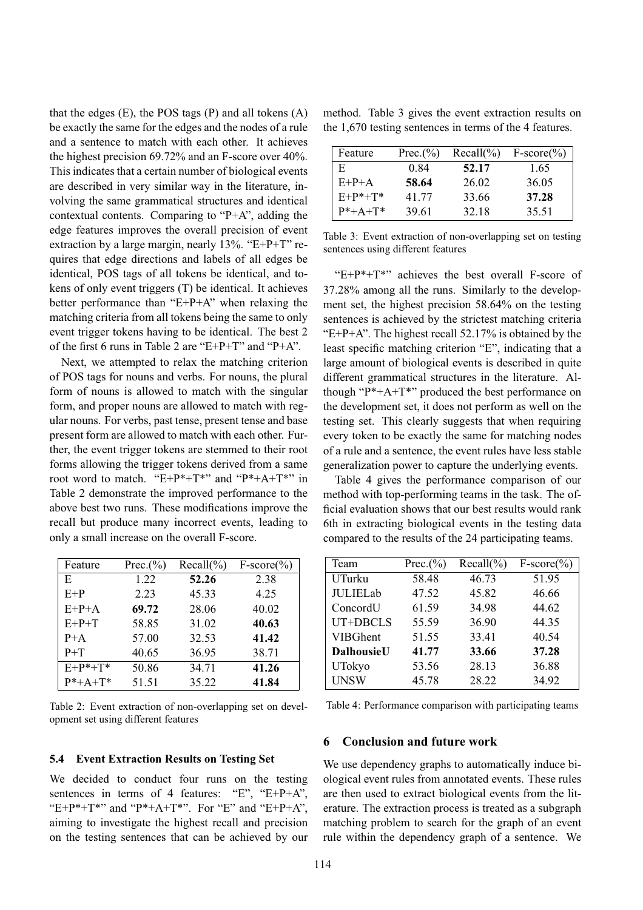that the edges (E), the POS tags (P) and all tokens (A) be exactly the same for the edges and the nodes of a rule and a sentence to match with each other. It achieves the highest precision 69.72% and an F-score over 40%. This indicates that a certain number of biological events are described in very similar way in the literature, involving the same grammatical structures and identical contextual contents. Comparing to "P+A", adding the edge features improves the overall precision of event extraction by a large margin, nearly 13%. "E+P+T" requires that edge directions and labels of all edges be identical, POS tags of all tokens be identical, and tokens of only event triggers (T) be identical. It achieves better performance than "E+P+A" when relaxing the matching criteria from all tokens being the same to only event trigger tokens having to be identical. The best 2 of the first 6 runs in Table 2 are "E+P+T" and "P+A".

Next, we attempted to relax the matching criterion of POS tags for nouns and verbs. For nouns, the plural form of nouns is allowed to match with the singular form, and proper nouns are allowed to match with regular nouns. For verbs, past tense, present tense and base present form are allowed to match with each other. Further, the event trigger tokens are stemmed to their root forms allowing the trigger tokens derived from a same root word to match. "E+P*+T*" and "P*+A+T*" in Table 2 demonstrate the improved performance to the above best two runs. These modifications improve the recall but produce many incorrect events, leading to only a small increase on the overall F-score.

| Feature | Prec.(%) | Recall(%) | F-score(%) |
|---|---|---|---|
| E | 1.22 | **52.26** | 2.38 |
| E+P | 2.23 | 45.33 | 4.25 |
| E+P+A | **69.72** | 28.06 | 40.02 |
| E+P+T | 58.85 | 31.02 | **40.63** |
| P+A | 57.00 | 32.53 | **41.42** |
| P+T | 40.65 | 36.95 | 38.71 |
| E+P*+T* | 50.86 | 34.71 | **41.26** |
| P*+A+T* | 51.51 | 35.22 | **41.84** |

Table 2: Event extraction of non-overlapping set on development set using different features

### 5.4 Event Extraction Results on Testing Set

We decided to conduct four runs on the testing sentences in terms of 4 features: "E", "E+P+A", "E+P*+T*" and "P*+A+T*". For "E" and "E+P+A", aiming to investigate the highest recall and precision on the testing sentences that can be achieved by our method. Table 3 gives the event extraction results on the 1,670 testing sentences in terms of the 4 features.

| Feature | Prec.(%) | Recall(%) | F-score(%) |
|---|---|---|---|
| E | 0.84 | **52.17** | 1.65 |
| E+P+A | **58.64** | 26.02 | 36.05 |
| E+P*+T* | 41.77 | 33.66 | **37.28** |
| P*+A+T* | 39.61 | 32.18 | 35.51 |

Table 3: Event extraction of non-overlapping set on testing sentences using different features

"E+P*+T*" achieves the best overall F-score of 37.28% among all the runs. Similarly to the development set, the highest precision 58.64% on the testing sentences is achieved by the strictest matching criteria "E+P+A". The highest recall 52.17% is obtained by the least specific matching criterion "E", indicating that a large amount of biological events is described in quite different grammatical structures in the literature. Although "P*+A+T*" produced the best performance on the development set, it does not perform as well on the testing set. This clearly suggests that when requiring every token to be exactly the same for matching nodes of a rule and a sentence, the event rules have less stable generalization power to capture the underlying events.

Table 4 gives the performance comparison of our method with top-performing teams in the task. The official evaluation shows that our best results would rank 6th in extracting biological events in the testing data compared to the results of the 24 participating teams.

| Team | Prec.(%) | Recall(%) | F-score(%) |
|---|---|---|---|
| UTurku | 58.48 | 46.73 | 51.95 |
| JULIELab | 47.52 | 45.82 | 46.66 |
| ConcordU | 61.59 | 34.98 | 44.62 |
| UT+DBCLS | 55.59 | 36.90 | 44.35 |
| VIBGhent | 51.55 | 33.41 | 40.54 |
| **DalhousieU** | **41.77** | **33.66** | **37.28** |
| UTokyo | 53.56 | 28.13 | 36.88 |
| UNSW | 45.78 | 28.22 | 34.92 |

Table 4: Performance comparison with participating teams

## 6 Conclusion and future work

We use dependency graphs to automatically induce biological event rules from annotated events. These rules are then used to extract biological events from the literature. The extraction process is treated as a subgraph matching problem to search for the graph of an event rule within the dependency graph of a sentence. We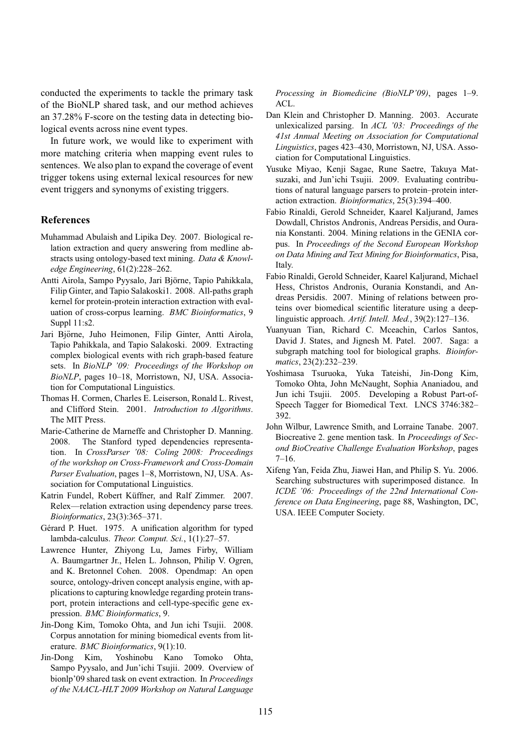conducted the experiments to tackle the primary task of the BioNLP shared task, and our method achieves an 37.28% F-score on the testing data in detecting biological events across nine event types.

In future work, we would like to experiment with more matching criteria when mapping event rules to sentences. We also plan to expand the coverage of event trigger tokens using external lexical resources for new event triggers and synonyms of existing triggers.

## References

Muhammad Abulaish and Lipika Dey. 2007. Biological relation extraction and query answering from medline abstracts using ontology-based text mining. *Data & Knowledge Engineering*, 61(2):228–262.

Antti Airola, Sampo Pyysalo, Jari Björne, Tapio Pahikkala, Filip Ginter, and Tapio Salakoski1. 2008. All-paths graph kernel for protein-protein interaction extraction with evaluation of cross-corpus learning. *BMC Bioinformatics*, 9 Suppl 11:s2.

Jari Björne, Juho Heimonen, Filip Ginter, Antti Airola, Tapio Pahikkala, and Tapio Salakoski. 2009. Extracting complex biological events with rich graph-based feature sets. In *BioNLP '09: Proceedings of the Workshop on BioNLP*, pages 10–18, Morristown, NJ, USA. Association for Computational Linguistics.

Thomas H. Cormen, Charles E. Leiserson, Ronald L. Rivest, and Clifford Stein. 2001. *Introduction to Algorithms*. The MIT Press.

Marie-Catherine de Marneffe and Christopher D. Manning. 2008. The Stanford typed dependencies representation. In *CrossParser '08: Coling 2008: Proceedings of the workshop on Cross-Framework and Cross-Domain Parser Evaluation*, pages 1–8, Morristown, NJ, USA. Association for Computational Linguistics.

Katrin Fundel, Robert Küffner, and Ralf Zimmer. 2007. Relex—relation extraction using dependency parse trees. *Bioinformatics*, 23(3):365–371.

Gérard P. Huet. 1975. A unification algorithm for typed lambda-calculus. *Theor. Comput. Sci.*, 1(1):27–57.

Lawrence Hunter, Zhiyong Lu, James Firby, William A. Baumgartner Jr., Helen L. Johnson, Philip V. Ogren, and K. Bretonnel Cohen. 2008. Opendmap: An open source, ontology-driven concept analysis engine, with applications to capturing knowledge regarding protein transport, protein interactions and cell-type-specific gene expression. *BMC Bioinformatics*, 9.

Jin-Dong Kim, Tomoko Ohta, and Jun ichi Tsujii. 2008. Corpus annotation for mining biomedical events from literature. *BMC Bioinformatics*, 9(1):10.

Jin-Dong Kim, Yoshinobu Kano Tomoko Ohta, Sampo Pyysalo, and Jun'ichi Tsujii. 2009. Overview of bionlp'09 shared task on event extraction. In *Proceedings of the NAACL-HLT 2009 Workshop on Natural Language Processing in Biomedicine (BioNLP'09)*, pages 1–9. ACL.

Dan Klein and Christopher D. Manning. 2003. Accurate unlexicalized parsing. In *ACL '03: Proceedings of the 41st Annual Meeting on Association for Computational Linguistics*, pages 423–430, Morristown, NJ, USA. Association for Computational Linguistics.

Yusuke Miyao, Kenji Sagae, Rune Saetre, Takuya Matsuzaki, and Jun'ichi Tsujii. 2009. Evaluating contributions of natural language parsers to protein–protein interaction extraction. *Bioinformatics*, 25(3):394–400.

Fabio Rinaldi, Gerold Schneider, Kaarel Kaljurand, James Dowdall, Christos Andronis, Andreas Persidis, and Ourania Konstanti. 2004. Mining relations in the GENIA corpus. In *Proceedings of the Second European Workshop on Data Mining and Text Mining for Bioinformatics*, Pisa, Italy.

Fabio Rinaldi, Gerold Schneider, Kaarel Kaljurand, Michael Hess, Christos Andronis, Ourania Konstandi, and Andreas Persidis. 2007. Mining of relations between proteins over biomedical scientific literature using a deep-linguistic approach. *Artif. Intell. Med.*, 39(2):127–136.

Yuanyuan Tian, Richard C. Mceachin, Carlos Santos, David J. States, and Jignesh M. Patel. 2007. Saga: a subgraph matching tool for biological graphs. *Bioinformatics*, 23(2):232–239.

Yoshimasa Tsuruoka, Yuka Tateishi, Jin-Dong Kim, Tomoko Ohta, John McNaught, Sophia Ananiadou, and Jun ichi Tsujii. 2005. Developing a Robust Part-of-Speech Tagger for Biomedical Text. LNCS 3746:382–392.

John Wilbur, Lawrence Smith, and Lorraine Tanabe. 2007. Biocreative 2. gene mention task. In *Proceedings of Second BioCreative Challenge Evaluation Workshop*, pages 7–16.

Xifeng Yan, Feida Zhu, Jiawei Han, and Philip S. Yu. 2006. Searching substructures with superimposed distance. In *ICDE '06: Proceedings of the 22nd International Conference on Data Engineering*, page 88, Washington, DC, USA. IEEE Computer Society.